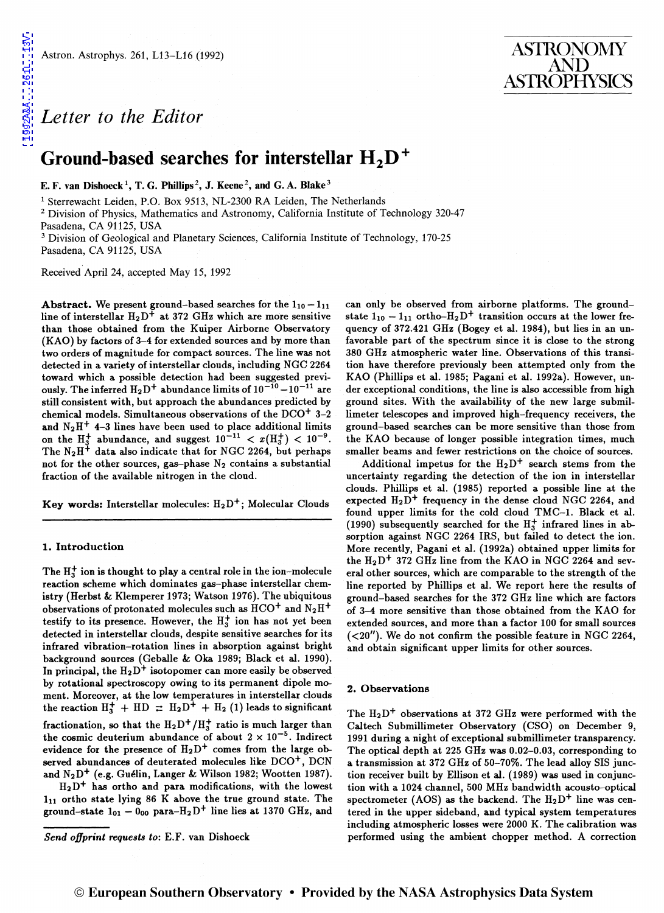*Letter to the Editor*

# Ground-based searches for interstellar $H_2D^+$

**E. F. van Dishoeck[1], T. G. Phillips[2], J. Keene[2], and G. A. Blake[3]**

[1] Sterrewacht Leiden, P.O. Box 9513, NL-2300 RA Leiden, The Netherlands
[2] Division of Physics, Mathematics and Astronomy, California Institute of Technology 320-47 Pasadena, CA 91125, USA
[3] Division of Geological and Planetary Sciences, California Institute of Technology, 170-25 Pasadena, CA 91125, USA

Received April 24, accepted May 15, 1992

**Abstract.** We present ground-based searches for the $1_{10}-1_{11}$ line of interstellar $H_2D^+$ at 372 GHz which are more sensitive than those obtained from the Kuiper Airborne Observatory (KAO) by factors of 3–4 for extended sources and by more than two orders of magnitude for compact sources. The line was not detected in a variety of interstellar clouds, including NGC 2264 toward which a possible detection had been suggested previously. The inferred $H_2D^+$ abundance limits of $10^{-10}-10^{-11}$ are still consistent with, but approach the abundances predicted by chemical models. Simultaneous observations of the $DCO^+$ 3–2 and $N_2H^+$ 4–3 lines have been used to place additional limits on the $H_3^+$ abundance, and suggest $10^{-11} < x(H_3^+) < 10^{-9}$. The $N_2H^+$ data also indicate that for NGC 2264, but perhaps not for the other sources, gas-phase $N_2$ contains a substantial fraction of the available nitrogen in the cloud.

**Key words:** Interstellar molecules: $H_2D^+$; Molecular Clouds

## 1. Introduction

The $H_3^+$ ion is thought to play a central role in the ion–molecule reaction scheme which dominates gas-phase interstellar chemistry (Herbst & Klemperer 1973; Watson 1976). The ubiquitous observations of protonated molecules such as $HCO^+$ and $N_2H^+$ testify to its presence. However, the $H_3^+$ ion has not yet been detected in interstellar clouds, despite sensitive searches for its infrared vibration-rotation lines in absorption against bright background sources (Geballe & Oka 1989; Black et al. 1990). In principal, the $H_2D^+$ isotopomer can more easily be observed by rotational spectroscopy owing to its permanent dipole moment. Moreover, at the low temperatures in interstellar clouds the reaction $H_3^+ + HD \rightleftharpoons H_2D^+ + H_2$ (1) leads to significant fractionation, so that the $H_2D^+/H_3^+$ ratio is much larger than the cosmic deuterium abundance of about $2 \times 10^{-5}$. Indirect evidence for the presence of $H_2D^+$ comes from the large observed abundances of deuterated molecules like $DCO^+$, DCN and $N_2D^+$ (e.g. Guélin, Langer & Wilson 1982; Wootten 1987).

$H_2D^+$ has ortho and para modifications, with the lowest $1_{11}$ ortho state lying 86 K above the true ground state. The ground-state $1_{01}-0_{00}$ para-$H_2D^+$ line lies at 1370 GHz, and can only be observed from airborne platforms. The ground-state $1_{10}-1_{11}$ ortho-$H_2D^+$ transition occurs at the lower frequency of 372.421 GHz (Bogey et al. 1984), but lies in an unfavorable part of the spectrum since it is close to the strong 380 GHz atmospheric water line. Observations of this transition have therefore previously been attempted only from the KAO (Phillips et al. 1985; Pagani et al. 1992a). However, under exceptional conditions, the line is also accessible from high ground sites. With the availability of the new large submillimeter telescopes and improved high-frequency receivers, the ground-based searches can be more sensitive than those from the KAO because of longer possible integration times, much smaller beams and fewer restrictions on the choice of sources.

Additional impetus for the $H_2D^+$ search stems from the uncertainty regarding the detection of the ion in interstellar clouds. Phillips et al. (1985) reported a possible line at the expected $H_2D^+$ frequency in the dense cloud NGC 2264, and found upper limits for the cold cloud TMC-1. Black et al. (1990) subsequently searched for the $H_3^+$ infrared lines in absorption against NGC 2264 IRS, but failed to detect the ion. More recently, Pagani et al. (1992a) obtained upper limits for the $H_2D^+$ 372 GHz line from the KAO in NGC 2264 and several other sources, which are comparable to the strength of the line reported by Phillips et al. We report here the results of ground-based searches for the 372 GHz line which are factors of 3–4 more sensitive than those obtained from the KAO for extended sources, and more than a factor 100 for small sources (<20″). We do not confirm the possible feature in NGC 2264, and obtain significant upper limits for other sources.

## 2. Observations

The $H_2D^+$ observations at 372 GHz were performed with the Caltech Submillimeter Observatory (CSO) on December 9, 1991 during a night of exceptional submillimeter transparency. The optical depth at 225 GHz was 0.02–0.03, corresponding to a transmission at 372 GHz of 50–70%. The lead alloy SIS junction receiver built by Ellison et al. (1989) was used in conjunction with a 1024 channel, 500 MHz bandwidth acousto-optical spectrometer (AOS) as the backend. The $H_2D^+$ line was centered in the upper sideband, and typical system temperatures including atmospheric losses were 2000 K. The calibration was performed using the ambient chopper method. A correction

*Send offprint requests to*: E.F. van Dishoeck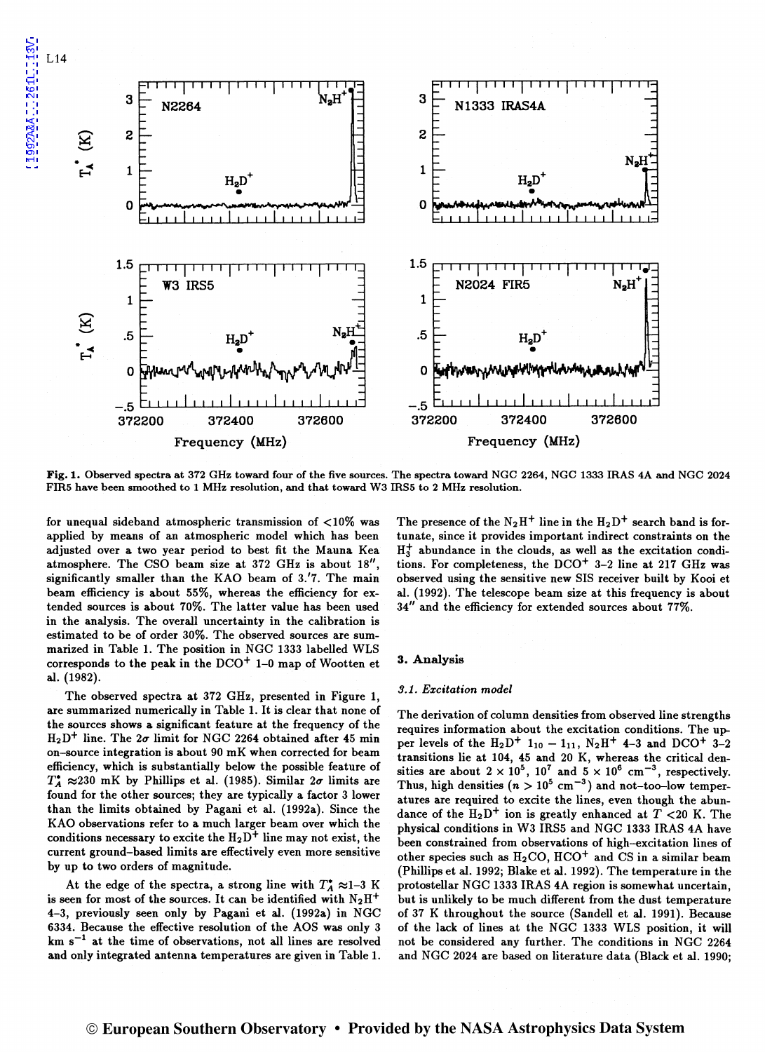**Fig. 1.** Observed spectra at 372 GHz toward four of the five sources. The spectra toward NGC 2264, NGC 1333 IRAS 4A and NGC 2024 FIR5 have been smoothed to 1 MHz resolution, and that toward W3 IRS5 to 2 MHz resolution.

for unequal sideband atmospheric transmission of <10% was applied by means of an atmospheric model which has been adjusted over a two year period to best fit the Mauna Kea atmosphere. The CSO beam size at 372 GHz is about 18″, significantly smaller than the KAO beam of 3.′7. The main beam efficiency is about 55%, whereas the efficiency for extended sources is about 70%. The latter value has been used in the analysis. The overall uncertainty in the calibration is estimated to be of order 30%. The observed sources are summarized in Table 1. The position in NGC 1333 labelled WLS corresponds to the peak in the $DCO^+$ 1–0 map of Wootten et al. (1982).

The observed spectra at 372 GHz, presented in Figure 1, are summarized numerically in Table 1. It is clear that none of the sources shows a significant feature at the frequency of the $H_2D^+$ line. The $2\sigma$ limit for NGC 2264 obtained after 45 min on-source integration is about 90 mK when corrected for beam efficiency, which is substantially below the possible feature of $T_A^* \approx 230$ mK by Phillips et al. (1985). Similar $2\sigma$ limits are found for the other sources; they are typically a factor 3 lower than the limits obtained by Pagani et al. (1992a). Since the KAO observations refer to a much larger beam over which the conditions necessary to excite the $H_2D^+$ line may not exist, the current ground-based limits are effectively even more sensitive by up to two orders of magnitude.

At the edge of the spectra, a strong line with $T_A^* \approx 1$–3 K is seen for most of the sources. It can be identified with $N_2H^+$ 4–3, previously seen only by Pagani et al. (1992a) in NGC 6334. Because the effective resolution of the AOS was only 3 km s$^{-1}$ at the time of observations, not all lines are resolved and only integrated antenna temperatures are given in Table 1. The presence of the $N_2H^+$ line in the $H_2D^+$ search band is fortunate, since it provides important indirect constraints on the $H_3^+$ abundance in the clouds, as well as the excitation conditions. For completeness, the $DCO^+$ 3–2 line at 217 GHz was observed using the sensitive new SIS receiver built by Kooi et al. (1992). The telescope beam size at this frequency is about 34″ and the efficiency for extended sources about 77%.

## 3. Analysis

### 3.1. Excitation model

The derivation of column densities from observed line strengths requires information about the excitation conditions. The upper levels of the $H_2D^+$ $1_{10} - 1_{11}$, $N_2H^+$ 4–3 and $DCO^+$ 3–2 transitions lie at 104, 45 and 20 K, whereas the critical densities are about $2 \times 10^5$, $10^7$ and $5 \times 10^6$ cm$^{-3}$, respectively. Thus, high densities ($n > 10^5$ cm$^{-3}$) and not-too-low temperatures are required to excite the lines, even though the abundance of the $H_2D^+$ ion is greatly enhanced at $T$ <20 K. The physical conditions in W3 IRS5 and NGC 1333 IRAS 4A have been constrained from observations of high-excitation lines of other species such as $H_2CO$, $HCO^+$ and CS in a similar beam (Phillips et al. 1992; Blake et al. 1992). The temperature in the protostellar NGC 1333 IRAS 4A region is somewhat uncertain, but is unlikely to be much different from the dust temperature of 37 K throughout the source (Sandell et al. 1991). Because of the lack of lines at the NGC 1333 WLS position, it will not be considered any further. The conditions in NGC 2264 and NGC 2024 are based on literature data (Black et al. 1990;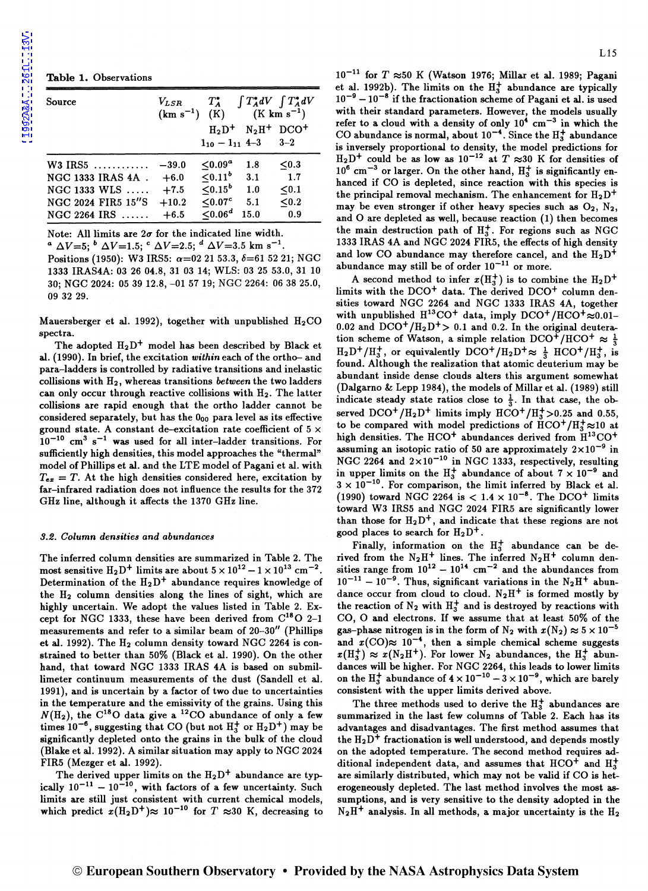**Table 1.** Observations

| Source | $V_{LSR}$ (km s$^{-1}$) | $T_A^*$ (K) | $\int T_A^* dV$ (K km s$^{-1}$) | $\int T_A^* dV$ (K km s$^{-1}$) |
|---|---|---|---|---|
| | | $H_2D^+$ $1_{10}-1_{11}$ | $N_2H^+$ 4–3 | $DCO^+$ 3–2 |
| W3 IRS5 ............ | −39.0 | ≤0.09[a] | 1.8 | ≤0.3 |
| NGC 1333 IRAS 4A . | +6.0 | ≤0.11[b] | 3.1 | 1.7 |
| NGC 1333 WLS ..... | +7.5 | ≤0.15[b] | 1.0 | ≤0.1 |
| NGC 2024 FIR5 15″S | +10.2 | ≤0.07[c] | 5.1 | ≤0.2 |
| NGC 2264 IRS ...... | +6.5 | ≤0.06[d] | 15.0 | 0.9 |

Note: All limits are 2σ for the indicated line width.
[a] ΔV=5; [b] ΔV=1.5; [c] ΔV=2.5; [d] ΔV=3.5 km s$^{-1}$.
Positions (1950): W3 IRS5: α=02 21 53.3, δ=61 52 21; NGC 1333 IRAS4A: 03 26 04.8, 31 03 14; WLS: 03 25 53.0, 31 10 30; NGC 2024: 05 39 12.8, −01 57 19; NGC 2264: 06 38 25.0, 09 32 29.

Mauersberger et al. 1992), together with unpublished $H_2CO$ spectra.

The adopted $H_2D^+$ model has been described by Black et al. (1990). In brief, the excitation *within* each of the ortho– and para–ladders is controlled by radiative transitions and inelastic collisions with $H_2$, whereas transitions *between* the two ladders can only occur through reactive collisions with $H_2$. The latter collisions are rapid enough that the ortho ladder cannot be considered separately, but has the $0_{00}$ para level as its effective ground state. A constant de–excitation rate coefficient of $5\times 10^{-10}$ cm$^3$ s$^{-1}$ was used for all inter–ladder transitions. For sufficiently high densities, this model approaches the "thermal" model of Phillips et al. and the LTE model of Pagani et al. with $T_{ex}=T$. At the high densities considered here, excitation by far–infrared radiation does not influence the results for the 372 GHz line, although it affects the 1370 GHz line.

### 3.2. Column densities and abundances

The inferred column densities are summarized in Table 2. The most sensitive $H_2D^+$ limits are about $5\times10^{12}-1\times10^{13}$ cm$^{-2}$. Determination of the $H_2D^+$ abundance requires knowledge of the $H_2$ column densities along the lines of sight, which are highly uncertain. We adopt the values listed in Table 2. Except for NGC 1333, these have been derived from $C^{18}O$ 2–1 measurements and refer to a similar beam of 20–30″ (Phillips et al. 1992). The $H_2$ column density toward NGC 2264 is constrained to better than 50% (Black et al. 1990). On the other hand, that toward NGC 1333 IRAS 4A is based on submillimeter continuum measurements of the dust (Sandell et al. 1991), and is uncertain by a factor of two due to uncertainties in the temperature and the emissivity of the grains. Using this $N(H_2)$, the $C^{18}O$ data give a $^{12}CO$ abundance of only a few times $10^{-6}$, suggesting that CO (but not $H_3^+$ or $H_2D^+$) may be significantly depleted onto the grains in the bulk of the cloud (Blake et al. 1992). A similar situation may apply to NGC 2024 FIR5 (Mezger et al. 1992).

The derived upper limits on the $H_2D^+$ abundance are typically $10^{-11}-10^{-10}$, with factors of a few uncertainty. Such limits are still just consistent with current chemical models, which predict $x(H_2D^+)\approx 10^{-10}$ for $T\approx$30 K, decreasing to $10^{-11}$ for $T\approx$50 K (Watson 1976; Millar et al. 1989; Pagani et al. 1992b). The limits on the $H_3^+$ abundance are typically $10^{-9}-10^{-8}$ if the fractionation scheme of Pagani et al. is used with their standard parameters. However, the models usually refer to a cloud with a density of only $10^4$ cm$^{-3}$ in which the CO abundance is normal, about $10^{-4}$. Since the $H_3^+$ abundance is inversely proportional to density, the model predictions for $H_2D^+$ could be as low as $10^{-12}$ at $T\approx$30 K for densities of $10^6$ cm$^{-3}$ or larger. On the other hand, $H_3^+$ is significantly enhanced if CO is depleted, since reaction with this species is the principal removal mechanism. The enhancement for $H_2D^+$ may be even stronger if other heavy species such as $O_2$, $N_2$, and O are depleted as well, because reaction (1) then becomes the main destruction path of $H_3^+$. For regions such as NGC 1333 IRAS 4A and NGC 2024 FIR5, the effects of high density and low CO abundance may therefore cancel, and the $H_2D^+$ abundance may still be of order $10^{-11}$ or more.

A second method to infer $x(H_3^+)$ is to combine the $H_2D^+$ limits with the $DCO^+$ data. The derived $DCO^+$ column densities toward NGC 2264 and NGC 1333 IRAS 4A, together with unpublished $H^{13}CO^+$ data, imply $DCO^+/HCO^+\approx$0.01–0.02 and $DCO^+/H_2D^+>$ 0.1 and 0.2. In the original deuteration scheme of Watson, a simple relation $DCO^+/HCO^+\approx\frac{1}{3}$ $H_2D^+/H_3^+$, or equivalently $DCO^+/H_2D^+\approx\frac{1}{3}$ $HCO^+/H_3^+$, is found. Although the realization that atomic deuterium may be abundant inside dense clouds alters this argument somewhat (Dalgarno & Lepp 1984), the models of Millar et al. (1989) still indicate steady state ratios close to $\frac{1}{3}$. In that case, the observed $DCO^+/H_2D^+$ limits imply $HCO^+/H_3^+>$0.25 and 0.55, to be compared with model predictions of $HCO^+/H_3^+\approx$10 at high densities. The $HCO^+$ abundances derived from $H^{13}CO^+$ assuming an isotopic ratio of 50 are approximately $2\times10^{-9}$ in NGC 2264 and $2\times10^{-10}$ in NGC 1333, respectively, resulting in upper limits on the $H_3^+$ abundance of about $7\times10^{-9}$ and $3\times10^{-10}$. For comparison, the limit inferred by Black et al. (1990) toward NGC 2264 is $<1.4\times10^{-8}$. The $DCO^+$ limits toward W3 IRS5 and NGC 2024 FIR5 are significantly lower than those for $H_2D^+$, and indicate that these regions are not good places to search for $H_2D^+$.

Finally, information on the $H_3^+$ abundance can be derived from the $N_2H^+$ lines. The inferred $N_2H^+$ column densities range from $10^{12}-10^{14}$ cm$^{-2}$ and the abundances from $10^{-11}-10^{-9}$. Thus, significant variations in the $N_2H^+$ abundance occur from cloud to cloud. $N_2H^+$ is formed mostly by the reaction of $N_2$ with $H_3^+$ and is destroyed by reactions with CO, O and electrons. If we assume that at least 50% of the gas–phase nitrogen is in the form of $N_2$ with $x(N_2)\approx5\times10^{-5}$ and $x(CO)\approx10^{-4}$, then a simple chemical scheme suggests $x(H_3^+)\approx x(N_2H^+)$. For lower $N_2$ abundances, the $H_3^+$ abundances will be higher. For NGC 2264, this leads to lower limits on the $H_3^+$ abundance of $4\times10^{-10}-3\times10^{-9}$, which are barely consistent with the upper limits derived above.

The three methods used to derive the $H_3^+$ abundances are summarized in the last few columns of Table 2. Each has its advantages and disadvantages. The first method assumes that the $H_2D^+$ fractionation is well understood, and depends mostly on the adopted temperature. The second method requires additional independent data, and assumes that $HCO^+$ and $H_3^+$ are similarly distributed, which may not be valid if CO is heterogeneously depleted. The last method involves the most assumptions, and is very sensitive to the density adopted in the $N_2H^+$ analysis. In all methods, a major uncertainty is the $H_2$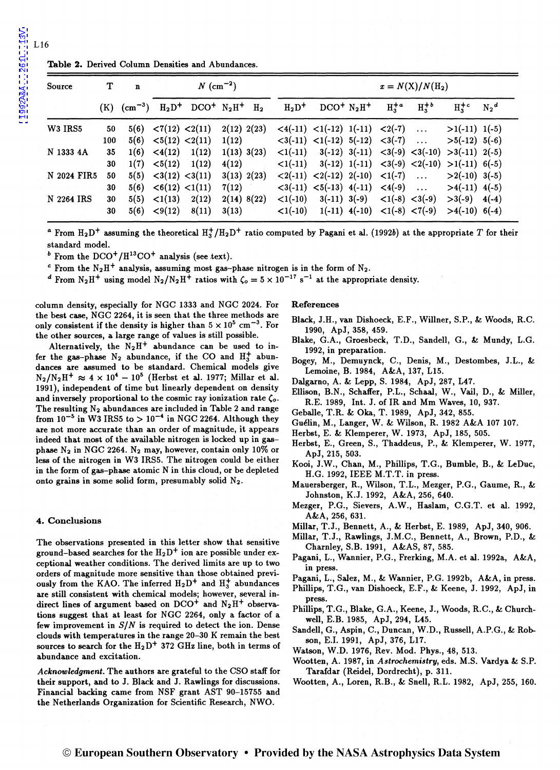**Table 2.** Derived Column Densities and Abundances.

| Source | T | n | $N$ (cm$^{-2}$) | | | | $x = N(X)/N(H_2)$ | | | | | | |
|---|---|---|---|---|---|---|---|---|---|---|---|---|---|
| | (K) | (cm$^{-3}$) | $H_2D^+$ | $DCO^+$ | $N_2H^+$ | $H_2$ | $H_2D^+$ | $DCO^+$ | $N_2H^+$ | $H_3^{+a}$ | $H_3^{+b}$ | $H_3^{+c}$ | $N_2^{d}$ |
| W3 IRS5 | 50 | 5(6) | <7(12) | <2(11) | 2(12) | 2(23) | <4(-11) | <1(-12) | 1(-11) | <2(-7) | ... | >1(-11) | 1(-5) |
| | 100 | 5(6) | <5(12) | <2(11) | 1(12) | | <3(-11) | <1(-12) | 5(-12) | <3(-7) | ... | >5(-12) | 5(-6) |
| N 1333 4A | 35 | 1(6) | <4(12) | 1(12) | 1(13) | 3(23) | <1(-11) | 3(-12) | 3(-11) | <3(-9) | <3(-10) | >3(-11) | 2(-5) |
| | 30 | 1(7) | <5(12) | 1(12) | 4(12) | | <1(-11) | 3(-12) | 1(-11) | <3(-9) | <2(-10) | >1(-11) | 6(-5) |
| N 2024 FIR5 | 50 | 5(5) | <3(12) | <3(11) | 3(13) | 2(23) | <2(-11) | <2(-12) | 2(-10) | <1(-7) | ... | >2(-10) | 3(-5) |
| | 30 | 5(6) | <6(12) | <1(11) | 7(12) | | <3(-11) | <5(-13) | 4(-11) | <4(-9) | ... | >4(-11) | 4(-5) |
| N 2264 IRS | 30 | 5(5) | <1(13) | 2(12) | 2(14) | 8(22) | <1(-10) | 3(-11) | 3(-9) | <1(-8) | <3(-9) | >3(-9) | 4(-4) |
| | 30 | 5(6) | <9(12) | 8(11) | 3(13) | | <1(-10) | 1(-11) | 4(-10) | <1(-8) | <7(-9) | >4(-10) | 6(-4) |

[a] From $H_2D^+$ assuming the theoretical $H_3^+/H_2D^+$ ratio computed by Pagani et al. (1992*b*) at the appropriate $T$ for their standard model.

[b] From the $DCO^+/H^{13}CO^+$ analysis (see text).

[c] From the $N_2H^+$ analysis, assuming most gas-phase nitrogen is in the form of $N_2$.

[d] From $N_2H^+$ using model $N_2/N_2H^+$ ratios with $\zeta_o = 5 \times 10^{-17}$ s$^{-1}$ at the appropriate density.

column density, especially for NGC 1333 and NGC 2024. For the best case, NGC 2264, it is seen that the three methods are only consistent if the density is higher than $5 \times 10^5$ cm$^{-3}$. For the other sources, a large range of values is still possible.

Alternatively, the $N_2H^+$ abundance can be used to infer the gas-phase $N_2$ abundance, if the CO and $H_3^+$ abundances are assumed to be standard. Chemical models give $N_2/N_2H^+ \approx 4 \times 10^4 - 10^5$ (Herbst et al. 1977; Millar et al. 1991), independent of time but linearly dependent on density and inversely proportional to the cosmic ray ionization rate $\zeta_o$. The resulting $N_2$ abundances are included in Table 2 and range from $10^{-5}$ in W3 IRS5 to $> 10^{-4}$ in NGC 2264. Although they are not more accurate than an order of magnitude, it appears indeed that most of the available nitrogen is locked up in gas-phase $N_2$ in NGC 2264. $N_2$ may, however, contain only 10% or less of the nitrogen in W3 IRS5. The nitrogen could be either in the form of gas-phase atomic N in this cloud, or be depleted onto grains in some solid form, presumably solid $N_2$.

## 4. Conclusions

The observations presented in this letter show that sensitive ground-based searches for the $H_2D^+$ ion are possible under exceptional weather conditions. The derived limits are up to two orders of magnitude more sensitive than those obtained previously from the KAO. The inferred $H_2D^+$ and $H_3^+$ abundances are still consistent with chemical models; however, several indirect lines of argument based on $DCO^+$ and $N_2H^+$ observations suggest that at least for NGC 2264, only a factor of a few improvement in $S/N$ is required to detect the ion. Dense clouds with temperatures in the range 20–30 K remain the best sources to search for the $H_2D^+$ 372 GHz line, both in terms of abundance and excitation.

*Acknowledgment.* The authors are grateful to the CSO staff for their support, and to J. Black and J. Rawlings for discussions. Financial backing came from NSF grant AST 90–15755 and the Netherlands Organization for Scientific Research, NWO.

## References

- Black, J.H., van Dishoeck, E.F., Willner, S.P., & Woods, R.C. 1990, ApJ, 358, 459.
- Blake, G.A., Groesbeck, T.D., Sandell, G., & Mundy, L.G. 1992, in preparation.
- Bogey, M., Demuynck, C., Denis, M., Destombes, J.L., & Lemoine, B. 1984, A&A, 137, L15.
- Dalgarno, A. & Lepp, S. 1984, ApJ, 287, L47.
- Ellison, B.N., Schaffer, P.L., Schaal, W., Vail, D., & Miller, R.E. 1989, Int. J. of IR and Mm Waves, 10, 937.
- Geballe, T.R. & Oka, T. 1989, ApJ, 342, 855.
- Guélin, M., Langer, W. & Wilson, R. 1982 A&A 107 107.
- Herbst, E. & Klemperer, W. 1973, ApJ, 185, 505.
- Herbst, E., Green, S., Thaddeus, P., & Klemperer, W. 1977, ApJ, 215, 503.
- Kooi, J.W., Chan, M., Phillips, T.G., Bumble, B., & LeDuc, H.G. 1992, IEEE M.T.T. in press.
- Mauersberger, R., Wilson, T.L., Mezger, P.G., Gaume, R., & Johnston, K.J. 1992, A&A, 256, 640.
- Mezger, P.G., Sievers, A.W., Haslam, C.G.T. et al. 1992, A&A, 256, 631.
- Millar, T.J., Bennett, A., & Herbst, E. 1989, ApJ, 340, 906.
- Millar, T.J., Rawlings, J.M.C., Bennett, A., Brown, P.D., & Charnley, S.B. 1991, A&AS, 87, 585.
- Pagani, L., Wannier, P.G., Frerking, M.A. et al. 1992a, A&A, in press.
- Pagani, L., Salez, M., & Wannier, P.G. 1992b, A&A, in press.
- Phillips, T.G., van Dishoeck, E.F., & Keene, J. 1992, ApJ, in press.
- Phillips, T.G., Blake, G.A., Keene, J., Woods, R.C., & Churchwell, E.B. 1985, ApJ, 294, L45.
- Sandell, G., Aspin, C., Duncan, W.D., Russell, A.P.G., & Robson, E.I. 1991, ApJ, 376, L17.
- Watson, W.D. 1976, Rev. Mod. Phys., 48, 513.
- Wootten, A. 1987, in *Astrochemistry*, eds. M.S. Vardya & S.P. Tarafdar (Reidel, Dordrecht), p. 311.
- Wootten, A., Loren, R.B., & Snell, R.L. 1982, ApJ, 255, 160.